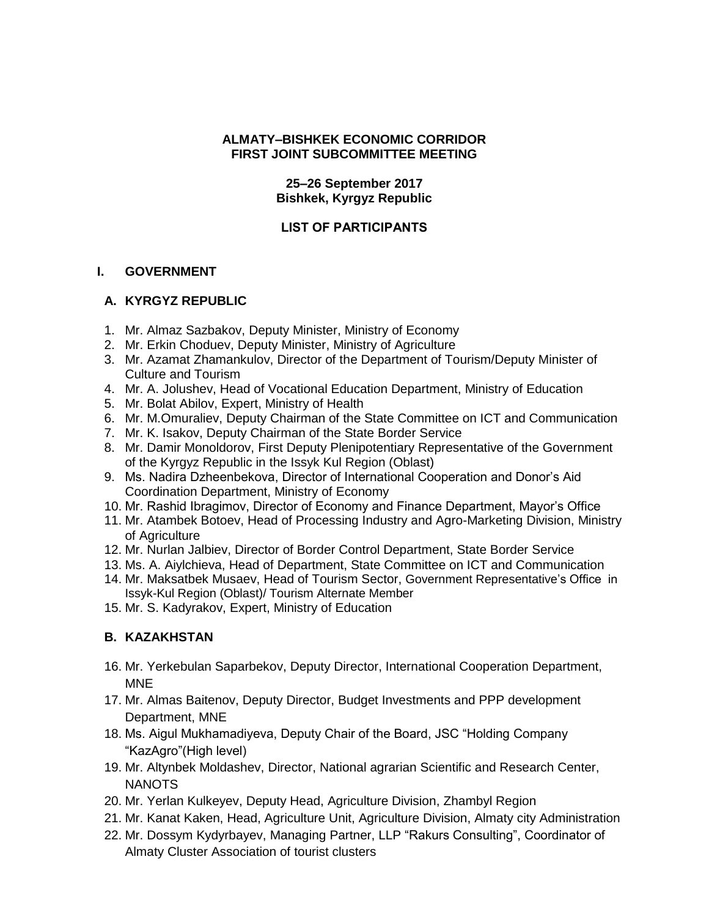**ALMATY–BISHKEK ECONOMIC CORRIDOR**
**FIRST JOINT SUBCOMMITTEE MEETING**

**25–26 September 2017**
**Bishkek, Kyrgyz Republic**

**LIST OF PARTICIPANTS**

## I. GOVERNMENT

### A. KYRGYZ REPUBLIC

1. Mr. Almaz Sazbakov, Deputy Minister, Ministry of Economy
2. Mr. Erkin Choduev, Deputy Minister, Ministry of Agriculture
3. Mr. Azamat Zhamankulov, Director of the Department of Tourism/Deputy Minister of Culture and Tourism
4. Mr. A. Jolushev, Head of Vocational Education Department, Ministry of Education
5. Mr. Bolat Abilov, Expert, Ministry of Health
6. Mr. M.Omuraliev, Deputy Chairman of the State Committee on ICT and Communication
7. Mr. K. Isakov, Deputy Chairman of the State Border Service
8. Mr. Damir Monoldorov, First Deputy Plenipotentiary Representative of the Government of the Kyrgyz Republic in the Issyk Kul Region (Oblast)
9. Ms. Nadira Dzheenbekova, Director of International Cooperation and Donor's Aid Coordination Department, Ministry of Economy
10. Mr. Rashid Ibragimov, Director of Economy and Finance Department, Mayor's Office
11. Mr. Atambek Botoev, Head of Processing Industry and Agro-Marketing Division, Ministry of Agriculture
12. Mr. Nurlan Jalbiev, Director of Border Control Department, State Border Service
13. Ms. A. Aiylchieva, Head of Department, State Committee on ICT and Communication
14. Mr. Maksatbek Musaev, Head of Tourism Sector, Government Representative's Office in Issyk-Kul Region (Oblast)/ Tourism Alternate Member
15. Mr. S. Kadyrakov, Expert, Ministry of Education

### B. KAZAKHSTAN

16. Mr. Yerkebulan Saparbekov, Deputy Director, International Cooperation Department, MNE
17. Mr. Almas Baitenov, Deputy Director, Budget Investments and PPP development Department, MNE
18. Ms. Aigul Mukhamadiyeva, Deputy Chair of the Board, JSC "Holding Company "KazAgro"(High level)
19. Mr. Altynbek Moldashev, Director, National agrarian Scientific and Research Center, NANOTS
20. Mr. Yerlan Kulkeyev, Deputy Head, Agriculture Division, Zhambyl Region
21. Mr. Kanat Kaken, Head, Agriculture Unit, Agriculture Division, Almaty city Administration
22. Mr. Dossym Kydyrbayev, Managing Partner, LLP "Rakurs Consulting", Coordinator of Almaty Cluster Association of tourist clusters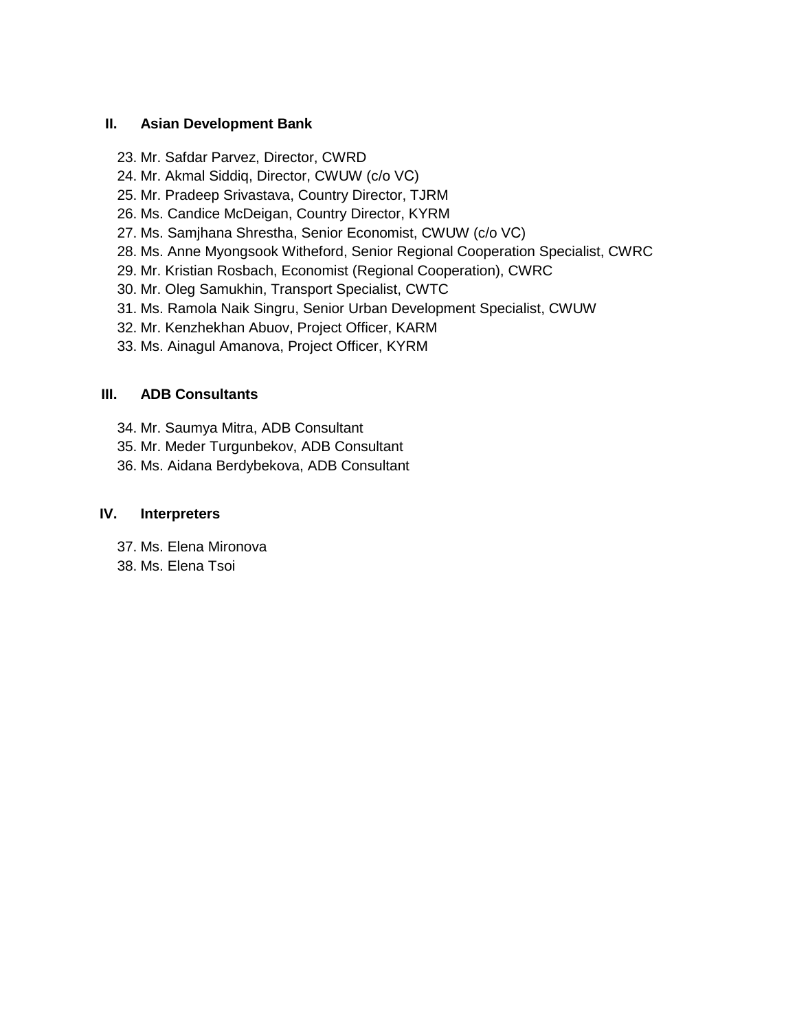## II. Asian Development Bank

23. Mr. Safdar Parvez, Director, CWRD
24. Mr. Akmal Siddiq, Director, CWUW (c/o VC)
25. Mr. Pradeep Srivastava, Country Director, TJRM
26. Ms. Candice McDeigan, Country Director, KYRM
27. Ms. Samjhana Shrestha, Senior Economist, CWUW (c/o VC)
28. Ms. Anne Myongsook Witheford, Senior Regional Cooperation Specialist, CWRC
29. Mr. Kristian Rosbach, Economist (Regional Cooperation), CWRC
30. Mr. Oleg Samukhin, Transport Specialist, CWTC
31. Ms. Ramola Naik Singru, Senior Urban Development Specialist, CWUW
32. Mr. Kenzhekhan Abuov, Project Officer, KARM
33. Ms. Ainagul Amanova, Project Officer, KYRM

## III. ADB Consultants

34. Mr. Saumya Mitra, ADB Consultant
35. Mr. Meder Turgunbekov, ADB Consultant
36. Ms. Aidana Berdybekova, ADB Consultant

## IV. Interpreters

37. Ms. Elena Mironova
38. Ms. Elena Tsoi